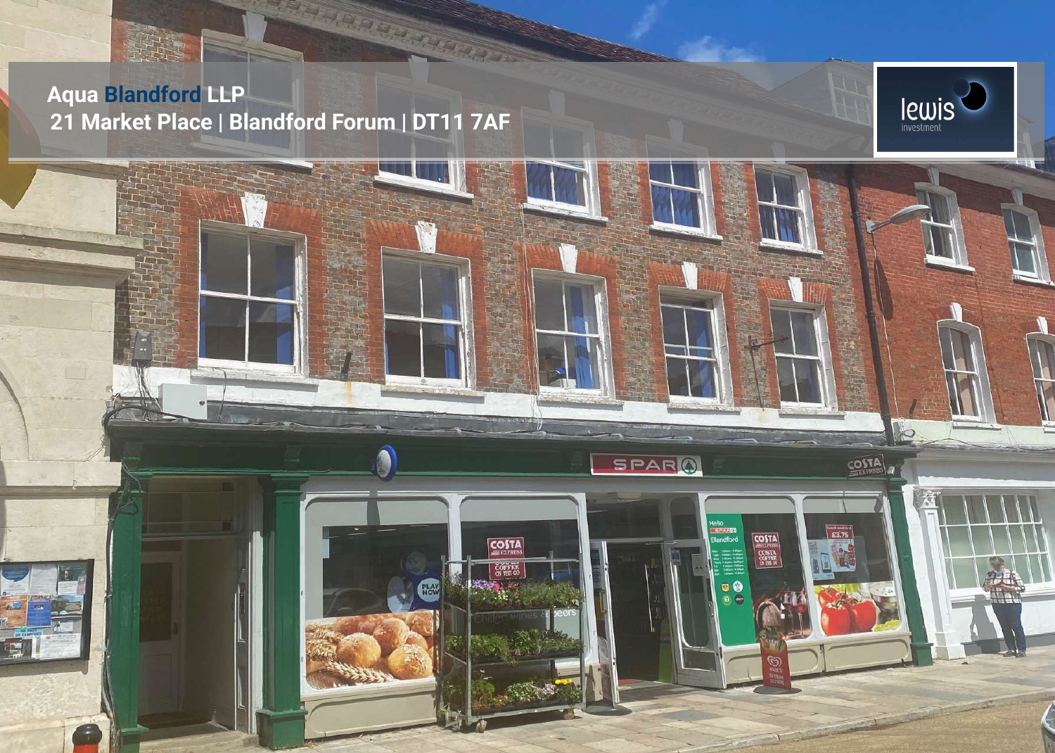# Aqua Blandford LLP

## 21 Market Place | Blandford Forum | DT11 7AF

lewis investment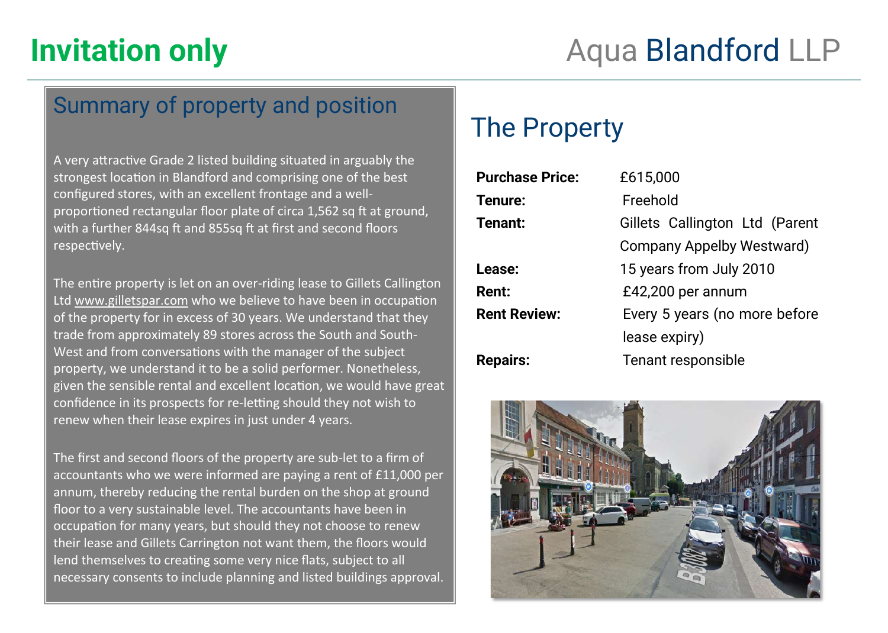# Invitation only

Aqua Blandford LLP

## Summary of property and position

A very attractive Grade 2 listed building situated in arguably the strongest location in Blandford and comprising one of the best configured stores, with an excellent frontage and a well-proportioned rectangular floor plate of circa 1,562 sq ft at ground, with a further 844sq ft and 855sq ft at first and second floors respectively.

The entire property is let on an over-riding lease to Gillets Callington Ltd www.gilletspar.com who we believe to have been in occupation of the property for in excess of 30 years. We understand that they trade from approximately 89 stores across the South and South-West and from conversations with the manager of the subject property, we understand it to be a solid performer. Nonetheless, given the sensible rental and excellent location, we would have great confidence in its prospects for re-letting should they not wish to renew when their lease expires in just under 4 years.

The first and second floors of the property are sub-let to a firm of accountants who we were informed are paying a rent of £11,000 per annum, thereby reducing the rental burden on the shop at ground floor to a very sustainable level. The accountants have been in occupation for many years, but should they not choose to renew their lease and Gillets Carrington not want them, the floors would lend themselves to creating some very nice flats, subject to all necessary consents to include planning and listed buildings approval.

## The Property

| | |
|---|---|
| **Purchase Price:** | £615,000 |
| **Tenure:** | Freehold |
| **Tenant:** | Gillets Callington Ltd (Parent Company Appelby Westward) |
| **Lease:** | 15 years from July 2010 |
| **Rent:** | £42,200 per annum |
| **Rent Review:** | Every 5 years (no more before lease expiry) |
| **Repairs:** | Tenant responsible |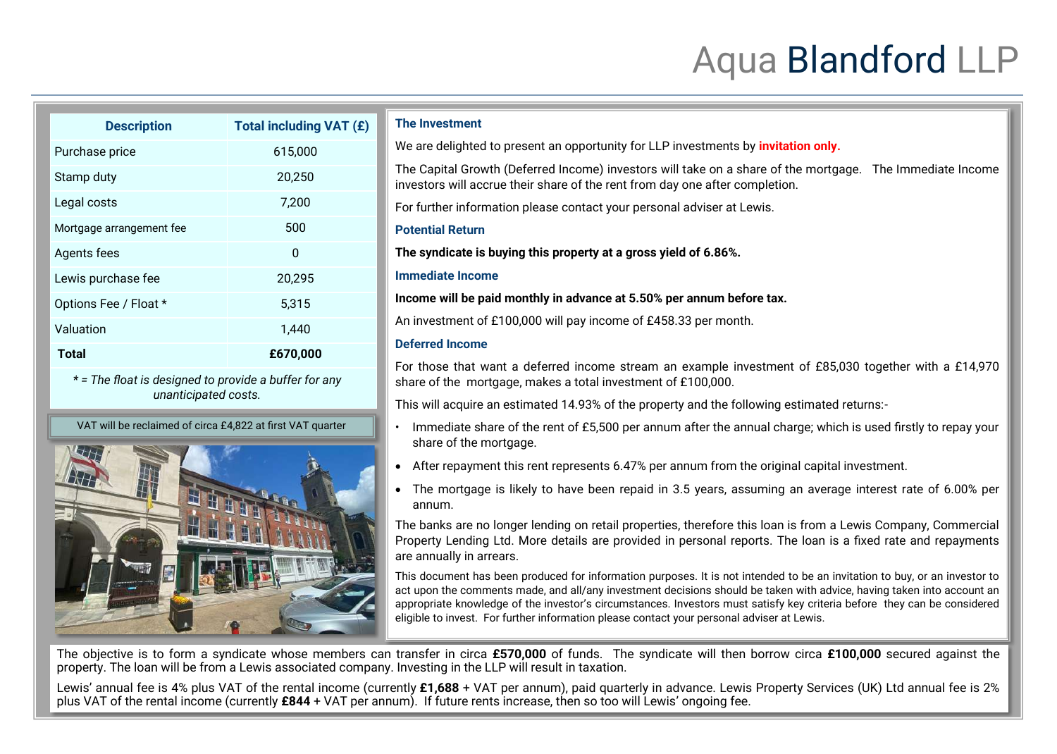# Aqua Blandford LLP

| Description | Total including VAT (£) |
|---|---|
| Purchase price | 615,000 |
| Stamp duty | 20,250 |
| Legal costs | 7,200 |
| Mortgage arrangement fee | 500 |
| Agents fees | 0 |
| Lewis purchase fee | 20,295 |
| Options Fee / Float * | 5,315 |
| Valuation | 1,440 |
| **Total** | **£670,000** |

*\* = The float is designed to provide a buffer for any unanticipated costs.*

VAT will be reclaimed of circa £4,822 at first VAT quarter

### The Investment

We are delighted to present an opportunity for LLP investments by **invitation only.**

The Capital Growth (Deferred Income) investors will take on a share of the mortgage. The Immediate Income investors will accrue their share of the rent from day one after completion.

For further information please contact your personal adviser at Lewis.

### Potential Return

**The syndicate is buying this property at a gross yield of 6.86%.**

### Immediate Income

**Income will be paid monthly in advance at 5.50% per annum before tax.**

An investment of £100,000 will pay income of £458.33 per month.

### Deferred Income

For those that want a deferred income stream an example investment of £85,030 together with a £14,970 share of the mortgage, makes a total investment of £100,000.

This will acquire an estimated 14.93% of the property and the following estimated returns:-

- Immediate share of the rent of £5,500 per annum after the annual charge; which is used firstly to repay your share of the mortgage.
- After repayment this rent represents 6.47% per annum from the original capital investment.
- The mortgage is likely to have been repaid in 3.5 years, assuming an average interest rate of 6.00% per annum.

The banks are no longer lending on retail properties, therefore this loan is from a Lewis Company, Commercial Property Lending Ltd. More details are provided in personal reports. The loan is a fixed rate and repayments are annually in arrears.

This document has been produced for information purposes. It is not intended to be an invitation to buy, or an investor to act upon the comments made, and all/any investment decisions should be taken with advice, having taken into account an appropriate knowledge of the investor's circumstances. Investors must satisfy key criteria before they can be considered eligible to invest. For further information please contact your personal adviser at Lewis.

The objective is to form a syndicate whose members can transfer in circa **£570,000** of funds. The syndicate will then borrow circa **£100,000** secured against the property. The loan will be from a Lewis associated company. Investing in the LLP will result in taxation.

Lewis' annual fee is 4% plus VAT of the rental income (currently **£1,688** + VAT per annum), paid quarterly in advance. Lewis Property Services (UK) Ltd annual fee is 2% plus VAT of the rental income (currently **£844** + VAT per annum). If future rents increase, then so too will Lewis' ongoing fee.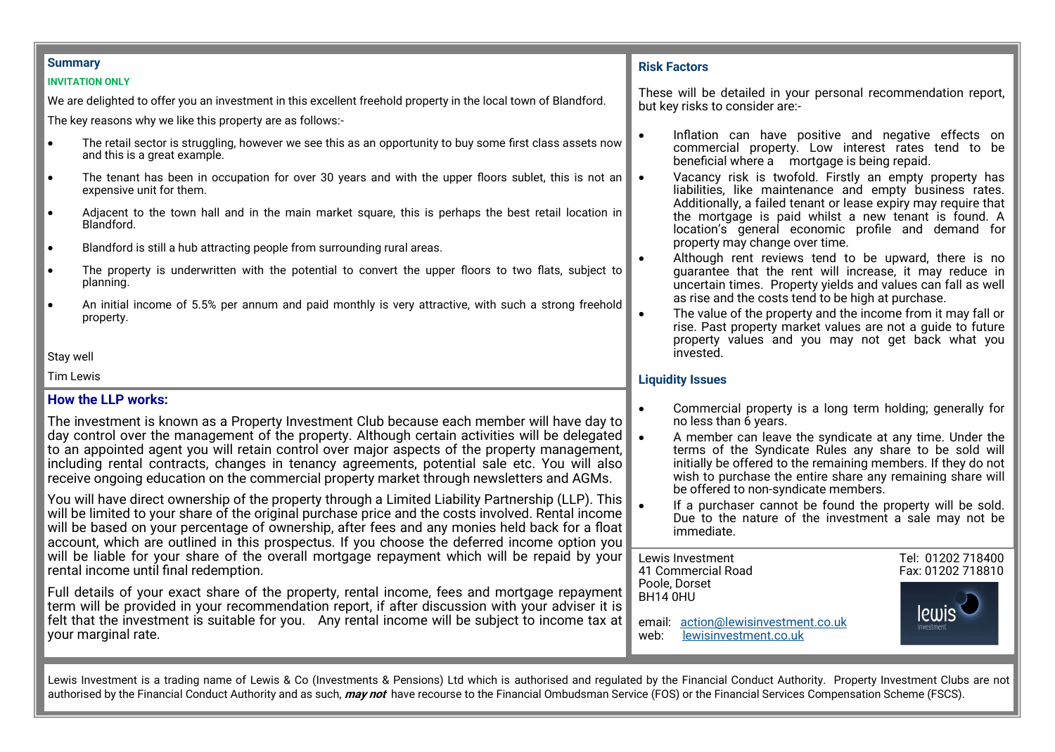## Summary

**INVITATION ONLY**

We are delighted to offer you an investment in this excellent freehold property in the local town of Blandford.

The key reasons why we like this property are as follows:-

- The retail sector is struggling, however we see this as an opportunity to buy some first class assets now and this is a great example.
- The tenant has been in occupation for over 30 years and with the upper floors sublet, this is not an expensive unit for them.
- Adjacent to the town hall and in the main market square, this is perhaps the best retail location in Blandford.
- Blandford is still a hub attracting people from surrounding rural areas.
- The property is underwritten with the potential to convert the upper floors to two flats, subject to planning.
- An initial income of 5.5% per annum and paid monthly is very attractive, with such a strong freehold property.

Stay well

Tim Lewis

## How the LLP works:

The investment is known as a Property Investment Club because each member will have day to day control over the management of the property. Although certain activities will be delegated to an appointed agent you will retain control over major aspects of the property management, including rental contracts, changes in tenancy agreements, potential sale etc. You will also receive ongoing education on the commercial property market through newsletters and AGMs.

You will have direct ownership of the property through a Limited Liability Partnership (LLP). This will be limited to your share of the original purchase price and the costs involved. Rental income will be based on your percentage of ownership, after fees and any monies held back for a float account, which are outlined in this prospectus. If you choose the deferred income option you will be liable for your share of the overall mortgage repayment which will be repaid by your rental income until final redemption.

Full details of your exact share of the property, rental income, fees and mortgage repayment term will be provided in your recommendation report, if after discussion with your adviser it is felt that the investment is suitable for you. Any rental income will be subject to income tax at your marginal rate.

## Risk Factors

These will be detailed in your personal recommendation report, but key risks to consider are:-

- Inflation can have positive and negative effects on commercial property. Low interest rates tend to be beneficial where a mortgage is being repaid.
- Vacancy risk is twofold. Firstly an empty property has liabilities, like maintenance and empty business rates. Additionally, a failed tenant or lease expiry may require that the mortgage is paid whilst a new tenant is found. A location's general economic profile and demand for property may change over time.
- Although rent reviews tend to be upward, there is no guarantee that the rent will increase, it may reduce in uncertain times. Property yields and values can fall as well as rise and the costs tend to be high at purchase.
- The value of the property and the income from it may fall or rise. Past property market values are not a guide to future property values and you may not get back what you invested.

## Liquidity Issues

- Commercial property is a long term holding; generally for no less than 6 years.
- A member can leave the syndicate at any time. Under the terms of the Syndicate Rules any share to be sold will initially be offered to the remaining members. If they do not wish to purchase the entire share any remaining share will be offered to non-syndicate members.
- If a purchaser cannot be found the property will be sold. Due to the nature of the investment a sale may not be immediate.

Lewis Investment
41 Commercial Road
Poole, Dorset
BH14 0HU

Tel: 01202 718400
Fax: 01202 718810

email: action@lewisinvestment.co.uk
web: lewisinvestment.co.uk

lewis investment

Lewis Investment is a trading name of Lewis & Co (Investments & Pensions) Ltd which is authorised and regulated by the Financial Conduct Authority. Property Investment Clubs are not authorised by the Financial Conduct Authority and as such, ***may not*** have recourse to the Financial Ombudsman Service (FOS) or the Financial Services Compensation Scheme (FSCS).